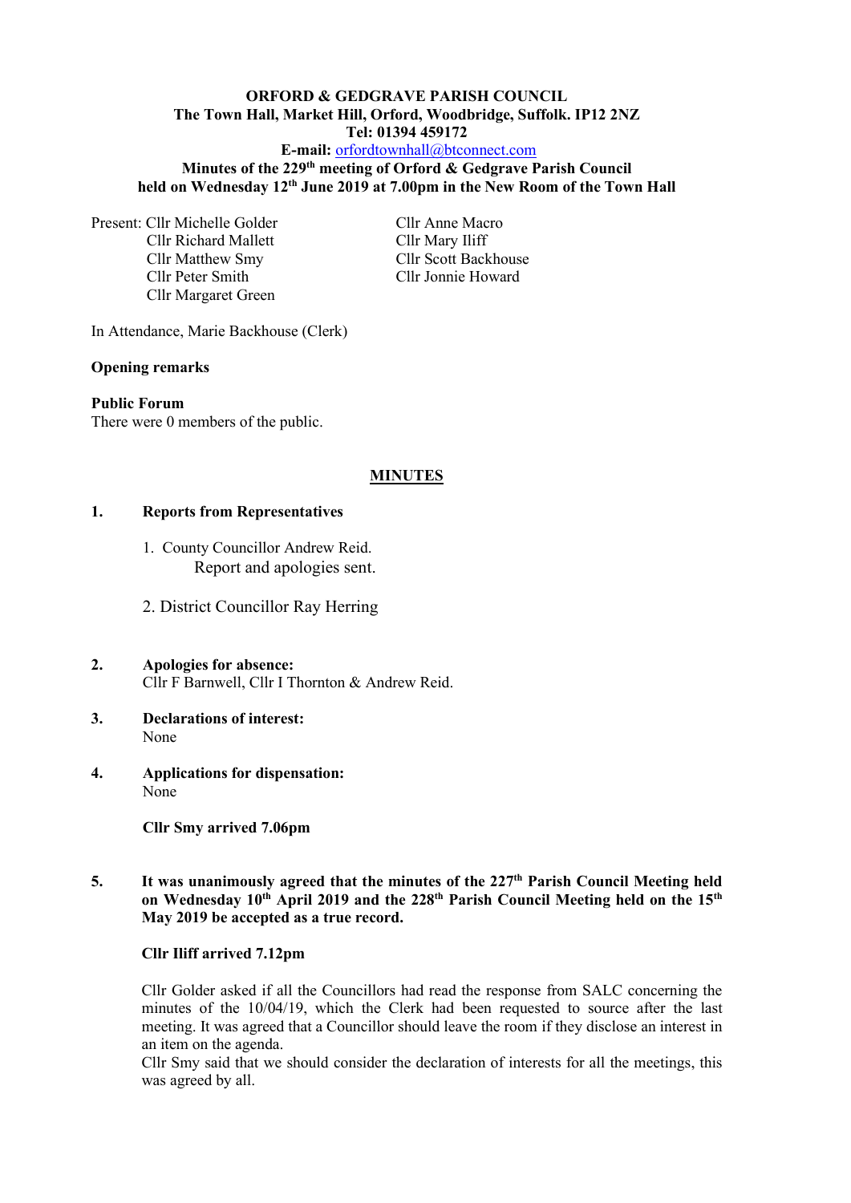**ORFORD & GEDGRAVE PARISH COUNCIL**
**The Town Hall, Market Hill, Orford, Woodbridge, Suffolk. IP12 2NZ**
**Tel: 01394 459172**
**E-mail:** orfordtownhall@btconnect.com
**Minutes of the 229th meeting of Orford & Gedgrave Parish Council**
**held on Wednesday 12th June 2019 at 7.00pm in the New Room of the Town Hall**

Present: Cllr Michelle Golder
Cllr Richard Mallett
Cllr Matthew Smy
Cllr Peter Smith
Cllr Margaret Green
Cllr Anne Macro
Cllr Mary Iliff
Cllr Scott Backhouse
Cllr Jonnie Howard

In Attendance, Marie Backhouse (Clerk)

**Opening remarks**

**Public Forum**
There were 0 members of the public.

## MINUTES

**1. Reports from Representatives**

1. County Councillor Andrew Reid.
   Report and apologies sent.

2. District Councillor Ray Herring

**2. Apologies for absence:**
Cllr F Barnwell, Cllr I Thornton & Andrew Reid.

**3. Declarations of interest:**
None

**4. Applications for dispensation:**
None

**Cllr Smy arrived 7.06pm**

**5. It was unanimously agreed that the minutes of the 227th Parish Council Meeting held on Wednesday 10th April 2019 and the 228th Parish Council Meeting held on the 15th May 2019 be accepted as a true record.**

**Cllr Iliff arrived 7.12pm**

Cllr Golder asked if all the Councillors had read the response from SALC concerning the minutes of the 10/04/19, which the Clerk had been requested to source after the last meeting. It was agreed that a Councillor should leave the room if they disclose an interest in an item on the agenda.
Cllr Smy said that we should consider the declaration of interests for all the meetings, this was agreed by all.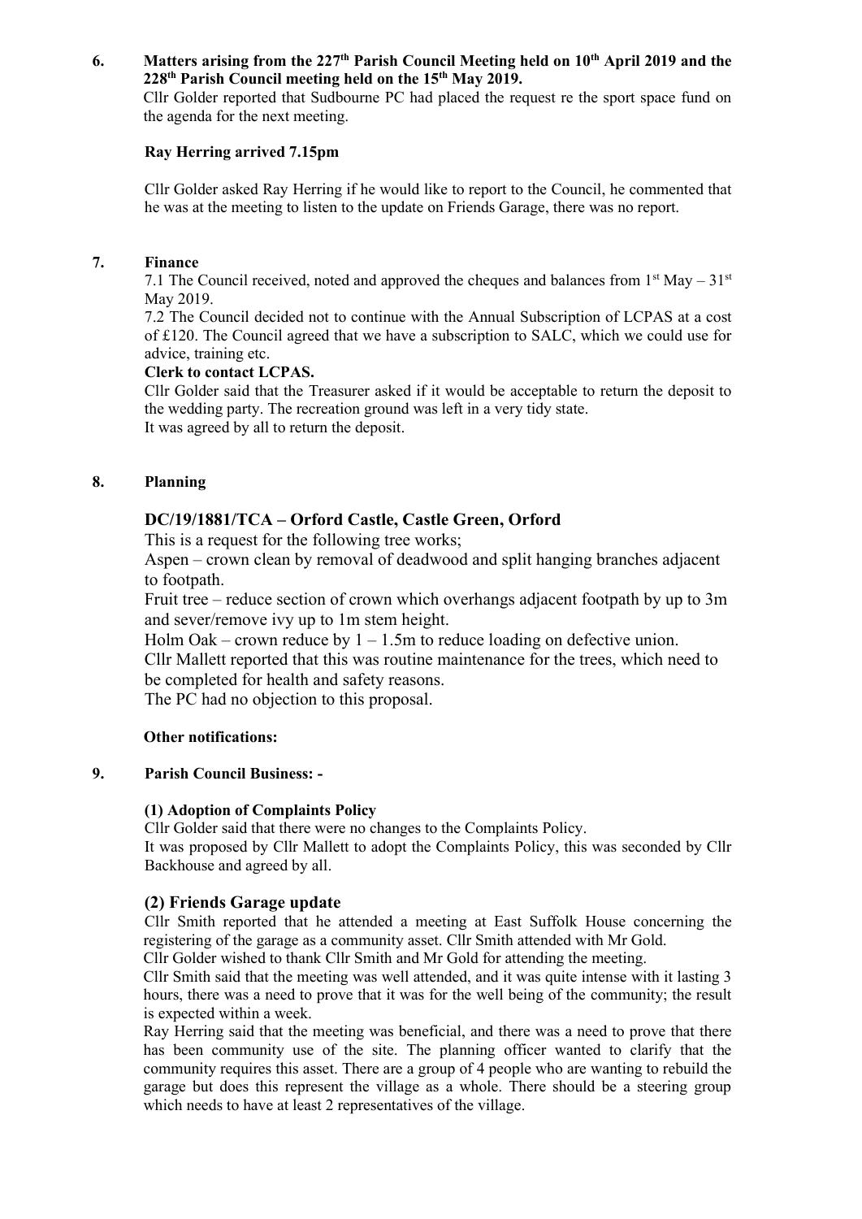**6. Matters arising from the 227th Parish Council Meeting held on 10th April 2019 and the 228th Parish Council meeting held on the 15th May 2019.**

Cllr Golder reported that Sudbourne PC had placed the request re the sport space fund on the agenda for the next meeting.

**Ray Herring arrived 7.15pm**

Cllr Golder asked Ray Herring if he would like to report to the Council, he commented that he was at the meeting to listen to the update on Friends Garage, there was no report.

**7. Finance**

7.1 The Council received, noted and approved the cheques and balances from 1st May – 31st May 2019.

7.2 The Council decided not to continue with the Annual Subscription of LCPAS at a cost of £120. The Council agreed that we have a subscription to SALC, which we could use for advice, training etc.

**Clerk to contact LCPAS.**

Cllr Golder said that the Treasurer asked if it would be acceptable to return the deposit to the wedding party. The recreation ground was left in a very tidy state.

It was agreed by all to return the deposit.

**8. Planning**

**DC/19/1881/TCA – Orford Castle, Castle Green, Orford**

This is a request for the following tree works;

Aspen – crown clean by removal of deadwood and split hanging branches adjacent to footpath.

Fruit tree – reduce section of crown which overhangs adjacent footpath by up to 3m and sever/remove ivy up to 1m stem height.

Holm Oak – crown reduce by 1 – 1.5m to reduce loading on defective union.

Cllr Mallett reported that this was routine maintenance for the trees, which need to be completed for health and safety reasons.

The PC had no objection to this proposal.

**Other notifications:**

**9. Parish Council Business: -**

**(1) Adoption of Complaints Policy**

Cllr Golder said that there were no changes to the Complaints Policy.

It was proposed by Cllr Mallett to adopt the Complaints Policy, this was seconded by Cllr Backhouse and agreed by all.

**(2) Friends Garage update**

Cllr Smith reported that he attended a meeting at East Suffolk House concerning the registering of the garage as a community asset. Cllr Smith attended with Mr Gold.

Cllr Golder wished to thank Cllr Smith and Mr Gold for attending the meeting.

Cllr Smith said that the meeting was well attended, and it was quite intense with it lasting 3 hours, there was a need to prove that it was for the well being of the community; the result is expected within a week.

Ray Herring said that the meeting was beneficial, and there was a need to prove that there has been community use of the site. The planning officer wanted to clarify that the community requires this asset. There are a group of 4 people who are wanting to rebuild the garage but does this represent the village as a whole. There should be a steering group which needs to have at least 2 representatives of the village.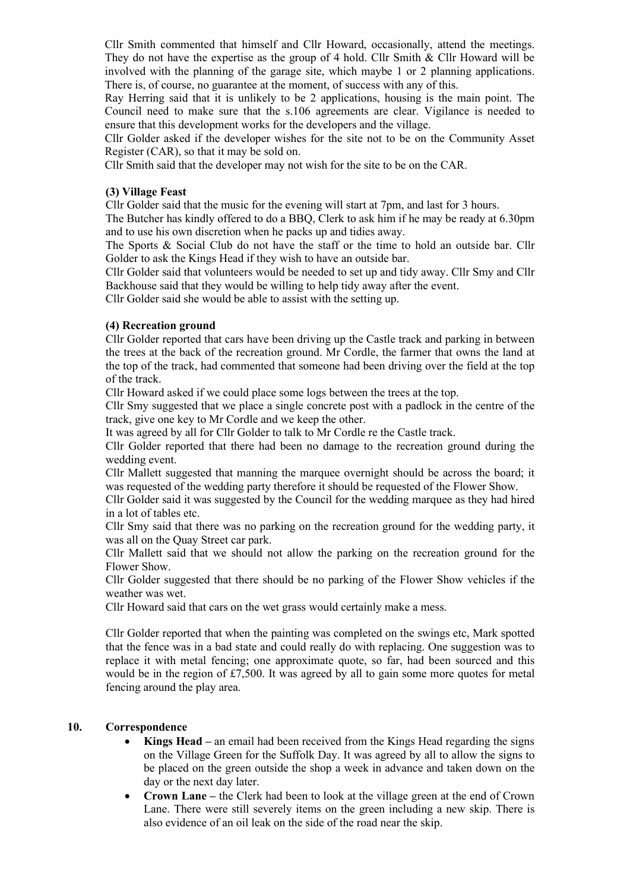Cllr Smith commented that himself and Cllr Howard, occasionally, attend the meetings. They do not have the expertise as the group of 4 hold. Cllr Smith & Cllr Howard will be involved with the planning of the garage site, which maybe 1 or 2 planning applications. There is, of course, no guarantee at the moment, of success with any of this.

Ray Herring said that it is unlikely to be 2 applications, housing is the main point. The Council need to make sure that the s.106 agreements are clear. Vigilance is needed to ensure that this development works for the developers and the village.

Cllr Golder asked if the developer wishes for the site not to be on the Community Asset Register (CAR), so that it may be sold on.

Cllr Smith said that the developer may not wish for the site to be on the CAR.

**(3) Village Feast**

Cllr Golder said that the music for the evening will start at 7pm, and last for 3 hours.

The Butcher has kindly offered to do a BBQ, Clerk to ask him if he may be ready at 6.30pm and to use his own discretion when he packs up and tidies away.

The Sports & Social Club do not have the staff or the time to hold an outside bar. Cllr Golder to ask the Kings Head if they wish to have an outside bar.

Cllr Golder said that volunteers would be needed to set up and tidy away. Cllr Smy and Cllr Backhouse said that they would be willing to help tidy away after the event.

Cllr Golder said she would be able to assist with the setting up.

**(4) Recreation ground**

Cllr Golder reported that cars have been driving up the Castle track and parking in between the trees at the back of the recreation ground. Mr Cordle, the farmer that owns the land at the top of the track, had commented that someone had been driving over the field at the top of the track.

Cllr Howard asked if we could place some logs between the trees at the top.

Cllr Smy suggested that we place a single concrete post with a padlock in the centre of the track, give one key to Mr Cordle and we keep the other.

It was agreed by all for Cllr Golder to talk to Mr Cordle re the Castle track.

Cllr Golder reported that there had been no damage to the recreation ground during the wedding event.

Cllr Mallett suggested that manning the marquee overnight should be across the board; it was requested of the wedding party therefore it should be requested of the Flower Show.

Cllr Golder said it was suggested by the Council for the wedding marquee as they had hired in a lot of tables etc.

Cllr Smy said that there was no parking on the recreation ground for the wedding party, it was all on the Quay Street car park.

Cllr Mallett said that we should not allow the parking on the recreation ground for the Flower Show.

Cllr Golder suggested that there should be no parking of the Flower Show vehicles if the weather was wet.

Cllr Howard said that cars on the wet grass would certainly make a mess.

Cllr Golder reported that when the painting was completed on the swings etc, Mark spotted that the fence was in a bad state and could really do with replacing. One suggestion was to replace it with metal fencing; one approximate quote, so far, had been sourced and this would be in the region of £7,500. It was agreed by all to gain some more quotes for metal fencing around the play area.

**10. Correspondence**

- **Kings Head –** an email had been received from the Kings Head regarding the signs on the Village Green for the Suffolk Day. It was agreed by all to allow the signs to be placed on the green outside the shop a week in advance and taken down on the day or the next day later.
- **Crown Lane –** the Clerk had been to look at the village green at the end of Crown Lane. There were still severely items on the green including a new skip. There is also evidence of an oil leak on the side of the road near the skip.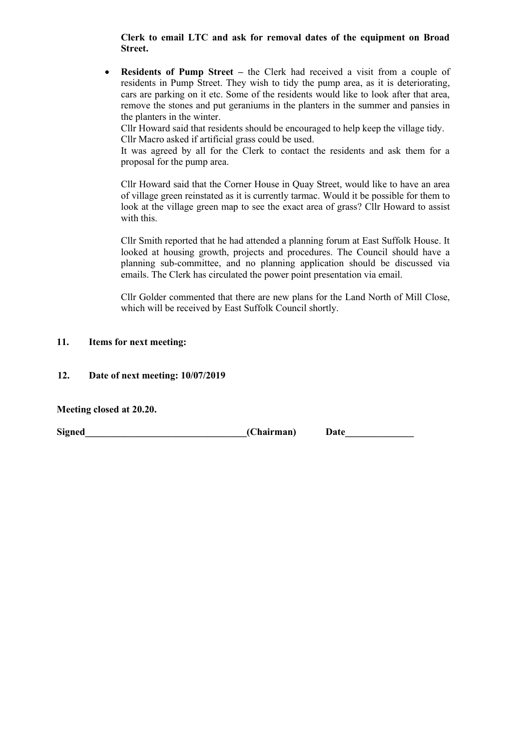**Clerk to email LTC and ask for removal dates of the equipment on Broad Street.**

- **Residents of Pump Street –** the Clerk had received a visit from a couple of residents in Pump Street. They wish to tidy the pump area, as it is deteriorating, cars are parking on it etc. Some of the residents would like to look after that area, remove the stones and put geraniums in the planters in the summer and pansies in the planters in the winter.
  Cllr Howard said that residents should be encouraged to help keep the village tidy.
  Cllr Macro asked if artificial grass could be used.
  It was agreed by all for the Clerk to contact the residents and ask them for a proposal for the pump area.

  Cllr Howard said that the Corner House in Quay Street, would like to have an area of village green reinstated as it is currently tarmac. Would it be possible for them to look at the village green map to see the exact area of grass? Cllr Howard to assist with this.

  Cllr Smith reported that he had attended a planning forum at East Suffolk House. It looked at housing growth, projects and procedures. The Council should have a planning sub-committee, and no planning application should be discussed via emails. The Clerk has circulated the power point presentation via email.

  Cllr Golder commented that there are new plans for the Land North of Mill Close, which will be received by East Suffolk Council shortly.

**11. Items for next meeting:**

**12. Date of next meeting: 10/07/2019**

**Meeting closed at 20.20.**

**Signed**_________________________________**(Chairman)** **Date**______________